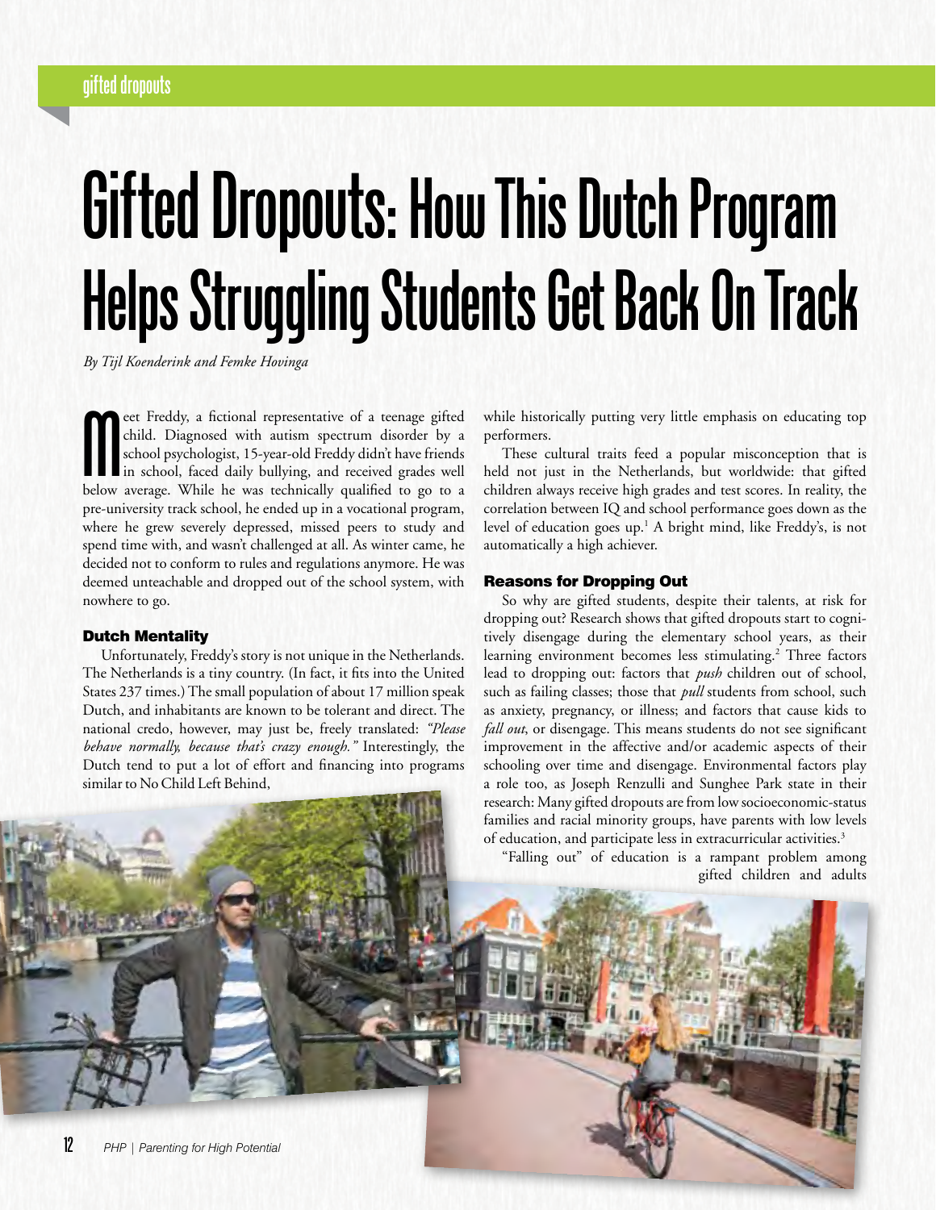# Gifted Dropouts: How This Dutch Program Helps Struggling Students Get Back On Track

*By Tijl Koenderink and Femke Hovinga*

Meet Freddy, a fictional representative of a teenage gifted child. Diagnosed with autism spectrum disorder by a school psychologist, 15-year-old Freddy didn't have friends in school, faced daily bullying, and received grades well below average. While he was technically qualified to go to a pre-university track school, he ended up in a vocational program, where he grew severely depressed, missed peers to study and spend time with, and wasn't challenged at all. As winter came, he decided not to conform to rules and regulations anymore. He was deemed unteachable and dropped out of the school system, with nowhere to go.

## Dutch Mentality

Unfortunately, Freddy's story is not unique in the Netherlands. The Netherlands is a tiny country. (In fact, it fits into the United States 237 times.) The small population of about 17 million speak Dutch, and inhabitants are known to be tolerant and direct. The national credo, however, may just be, freely translated: *"Please behave normally, because that's crazy enough."* Interestingly, the Dutch tend to put a lot of effort and financing into programs similar to No Child Left Behind, while historically putting very little emphasis on educating top performers.

These cultural traits feed a popular misconception that is held not just in the Netherlands, but worldwide: that gifted children always receive high grades and test scores. In reality, the correlation between IQ and school performance goes down as the level of education goes up.[1] A bright mind, like Freddy's, is not automatically a high achiever.

## Reasons for Dropping Out

So why are gifted students, despite their talents, at risk for dropping out? Research shows that gifted dropouts start to cognitively disengage during the elementary school years, as their learning environment becomes less stimulating.[2] Three factors lead to dropping out: factors that *push* children out of school, such as failing classes; those that *pull* students from school, such as anxiety, pregnancy, or illness; and factors that cause kids to *fall out*, or disengage. This means students do not see significant improvement in the affective and/or academic aspects of their schooling over time and disengage. Environmental factors play a role too, as Joseph Renzulli and Sunghee Park state in their research: Many gifted dropouts are from low socioeconomic-status families and racial minority groups, have parents with low levels of education, and participate less in extracurricular activities.[3]

"Falling out" of education is a rampant problem among gifted children and adults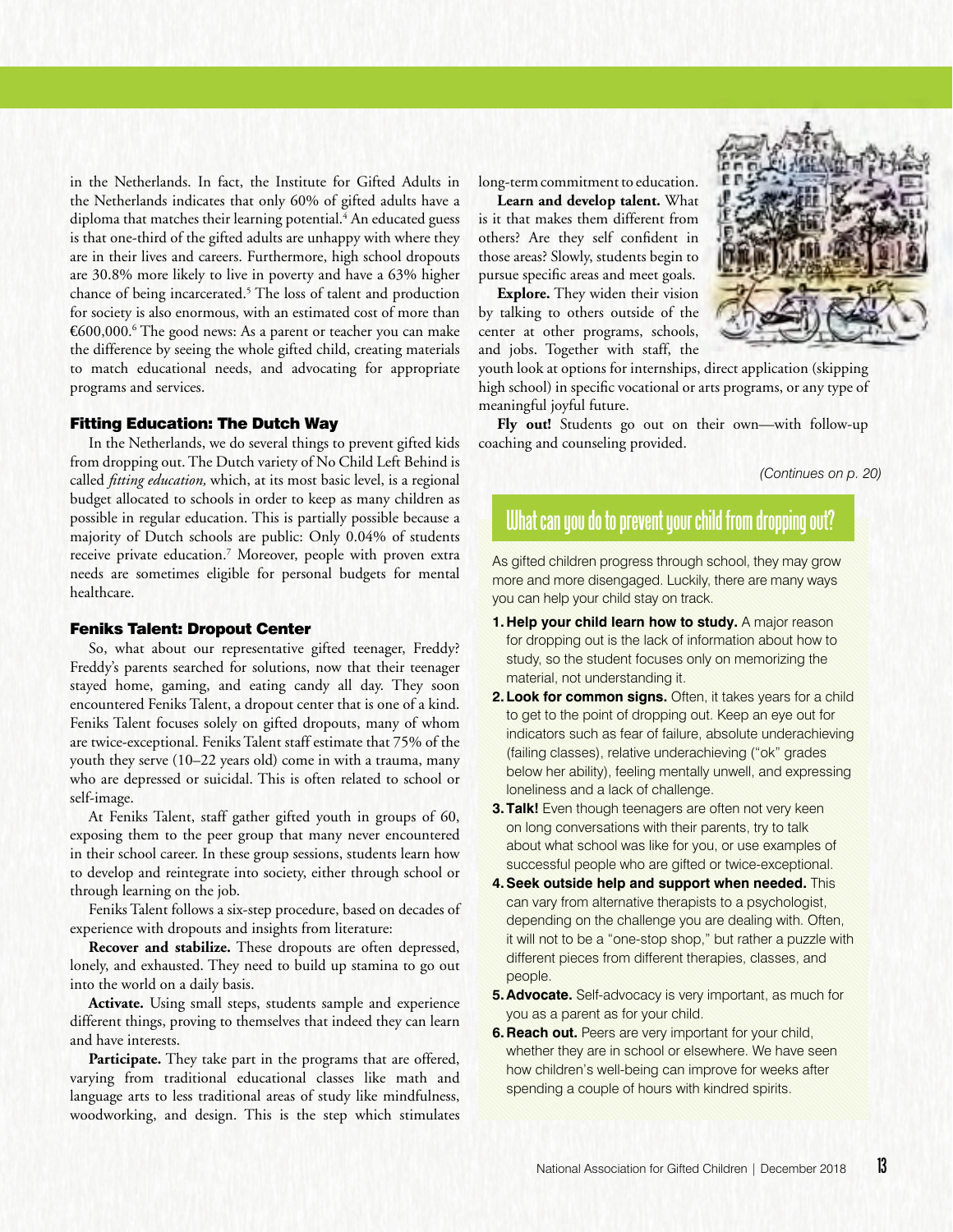in the Netherlands. In fact, the Institute for Gifted Adults in the Netherlands indicates that only 60% of gifted adults have a diploma that matches their learning potential.[4] An educated guess is that one-third of the gifted adults are unhappy with where they are in their lives and careers. Furthermore, high school dropouts are 30.8% more likely to live in poverty and have a 63% higher chance of being incarcerated.[5] The loss of talent and production for society is also enormous, with an estimated cost of more than €600,000.[6] The good news: As a parent or teacher you can make the difference by seeing the whole gifted child, creating materials to match educational needs, and advocating for appropriate programs and services.

### Fitting Education: The Dutch Way

In the Netherlands, we do several things to prevent gifted kids from dropping out. The Dutch variety of No Child Left Behind is called *fitting education,* which, at its most basic level, is a regional budget allocated to schools in order to keep as many children as possible in regular education. This is partially possible because a majority of Dutch schools are public: Only 0.04% of students receive private education.[7] Moreover, people with proven extra needs are sometimes eligible for personal budgets for mental healthcare.

### Feniks Talent: Dropout Center

So, what about our representative gifted teenager, Freddy? Freddy's parents searched for solutions, now that their teenager stayed home, gaming, and eating candy all day. They soon encountered Feniks Talent, a dropout center that is one of a kind. Feniks Talent focuses solely on gifted dropouts, many of whom are twice-exceptional. Feniks Talent staff estimate that 75% of the youth they serve (10–22 years old) come in with a trauma, many who are depressed or suicidal. This is often related to school or self-image.

At Feniks Talent, staff gather gifted youth in groups of 60, exposing them to the peer group that many never encountered in their school career. In these group sessions, students learn how to develop and reintegrate into society, either through school or through learning on the job.

Feniks Talent follows a six-step procedure, based on decades of experience with dropouts and insights from literature:

**Recover and stabilize.** These dropouts are often depressed, lonely, and exhausted. They need to build up stamina to go out into the world on a daily basis.

**Activate.** Using small steps, students sample and experience different things, proving to themselves that indeed they can learn and have interests.

**Participate.** They take part in the programs that are offered, varying from traditional educational classes like math and language arts to less traditional areas of study like mindfulness, woodworking, and design. This is the step which stimulates long-term commitment to education.

**Learn and develop talent.** What is it that makes them different from others? Are they self confident in those areas? Slowly, students begin to pursue specific areas and meet goals.

**Explore.** They widen their vision by talking to others outside of the center at other programs, schools, and jobs. Together with staff, the youth look at options for internships, direct application (skipping high school) in specific vocational or arts programs, or any type of meaningful joyful future.

**Fly out!** Students go out on their own—with follow-up coaching and counseling provided.

*(Continues on p. 20)*

## What can you do to prevent your child from dropping out?

As gifted children progress through school, they may grow more and more disengaged. Luckily, there are many ways you can help your child stay on track.

1. **Help your child learn how to study.** A major reason for dropping out is the lack of information about how to study, so the student focuses only on memorizing the material, not understanding it.
2. **Look for common signs.** Often, it takes years for a child to get to the point of dropping out. Keep an eye out for indicators such as fear of failure, absolute underachieving (failing classes), relative underachieving ("ok" grades below her ability), feeling mentally unwell, and expressing loneliness and a lack of challenge.
3. **Talk!** Even though teenagers are often not very keen on long conversations with their parents, try to talk about what school was like for you, or use examples of successful people who are gifted or twice-exceptional.
4. **Seek outside help and support when needed.** This can vary from alternative therapists to a psychologist, depending on the challenge you are dealing with. Often, it will not to be a "one-stop shop," but rather a puzzle with different pieces from different therapies, classes, and people.
5. **Advocate.** Self-advocacy is very important, as much for you as a parent as for your child.
6. **Reach out.** Peers are very important for your child, whether they are in school or elsewhere. We have seen how children's well-being can improve for weeks after spending a couple of hours with kindred spirits.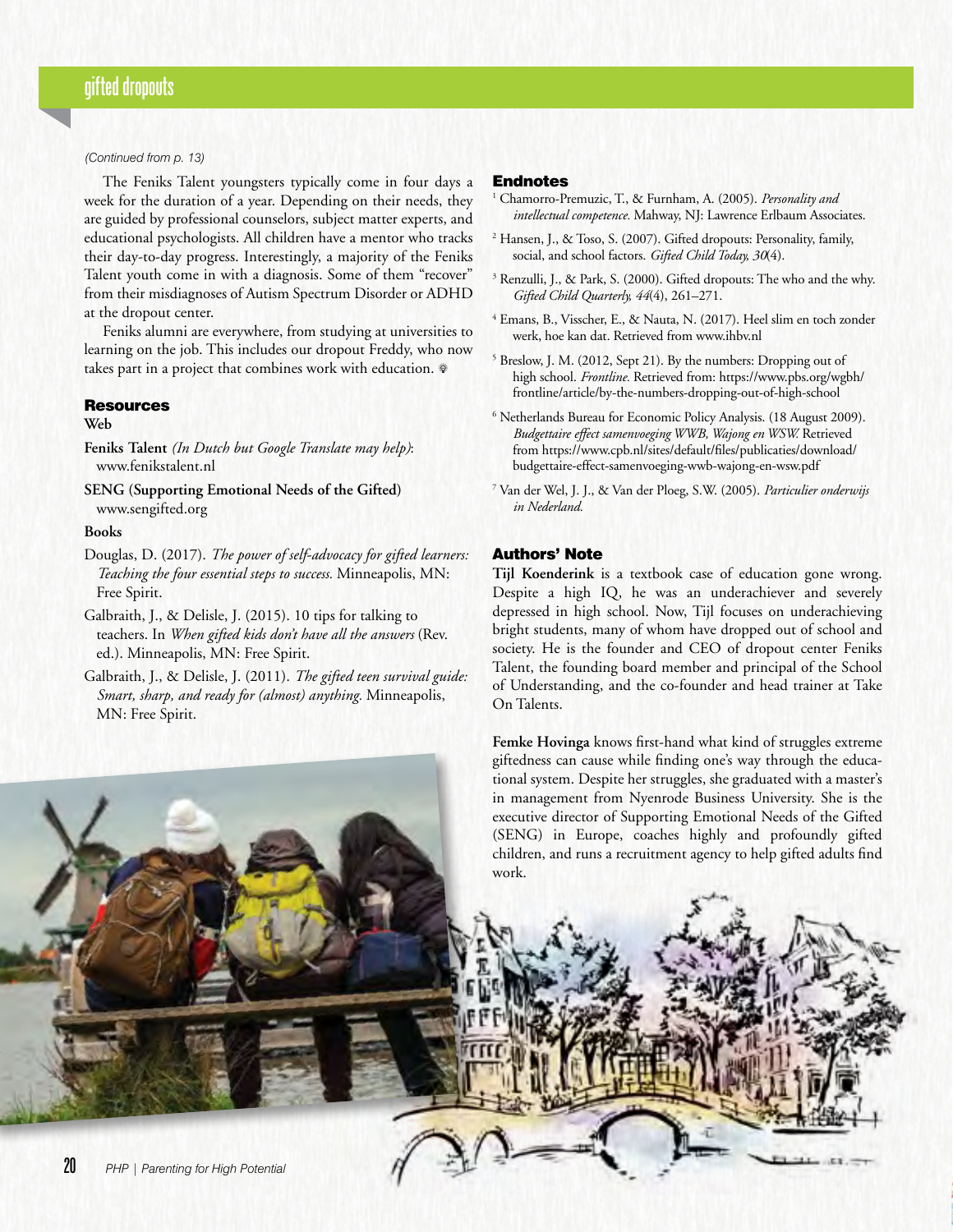*(Continued from p. 13)*

The Feniks Talent youngsters typically come in four days a week for the duration of a year. Depending on their needs, they are guided by professional counselors, subject matter experts, and educational psychologists. All children have a mentor who tracks their day-to-day progress. Interestingly, a majority of the Feniks Talent youth come in with a diagnosis. Some of them "recover" from their misdiagnoses of Autism Spectrum Disorder or ADHD at the dropout center.

Feniks alumni are everywhere, from studying at universities to learning on the job. This includes our dropout Freddy, who now takes part in a project that combines work with education.

## Resources

**Web**

**Feniks Talent** *(In Dutch but Google Translate may help)*: www.fenikstalent.nl

**SENG (Supporting Emotional Needs of the Gifted)** www.sengifted.org

**Books**

Douglas, D. (2017). *The power of self-advocacy for gifted learners: Teaching the four essential steps to success.* Minneapolis, MN: Free Spirit.

Galbraith, J., & Delisle, J. (2015). 10 tips for talking to teachers. In *When gifted kids don't have all the answers* (Rev. ed.). Minneapolis, MN: Free Spirit.

Galbraith, J., & Delisle, J. (2011). *The gifted teen survival guide: Smart, sharp, and ready for (almost) anything.* Minneapolis, MN: Free Spirit.

## Endnotes

[1] Chamorro-Premuzic, T., & Furnham, A. (2005). *Personality and intellectual competence.* Mahway, NJ: Lawrence Erlbaum Associates.

[2] Hansen, J., & Toso, S. (2007). Gifted dropouts: Personality, family, social, and school factors. *Gifted Child Today, 30*(4).

[3] Renzulli, J., & Park, S. (2000). Gifted dropouts: The who and the why. *Gifted Child Quarterly, 44*(4), 261–271.

[4] Emans, B., Visscher, E., & Nauta, N. (2017). Heel slim en toch zonder werk, hoe kan dat. Retrieved from www.ihbv.nl

[5] Breslow, J. M. (2012, Sept 21). By the numbers: Dropping out of high school. *Frontline.* Retrieved from: https://www.pbs.org/wgbh/frontline/article/by-the-numbers-dropping-out-of-high-school

[6] Netherlands Bureau for Economic Policy Analysis. (18 August 2009). *Budgettaire effect samenvoeging WWB, Wajong en WSW.* Retrieved from https://www.cpb.nl/sites/default/files/publicaties/download/budgettaire-effect-samenvoeging-wwb-wajong-en-wsw.pdf

[7] Van der Wel, J. J., & Van der Ploeg, S.W. (2005). *Particulier onderwijs in Nederland.*

## Authors' Note

**Tijl Koenderink** is a textbook case of education gone wrong. Despite a high IQ, he was an underachiever and severely depressed in high school. Now, Tijl focuses on underachieving bright students, many of whom have dropped out of school and society. He is the founder and CEO of dropout center Feniks Talent, the founding board member and principal of the School of Understanding, and the co-founder and head trainer at Take On Talents.

**Femke Hovinga** knows first-hand what kind of struggles extreme giftedness can cause while finding one's way through the educational system. Despite her struggles, she graduated with a master's in management from Nyenrode Business University. She is the executive director of Supporting Emotional Needs of the Gifted (SENG) in Europe, coaches highly and profoundly gifted children, and runs a recruitment agency to help gifted adults find work.